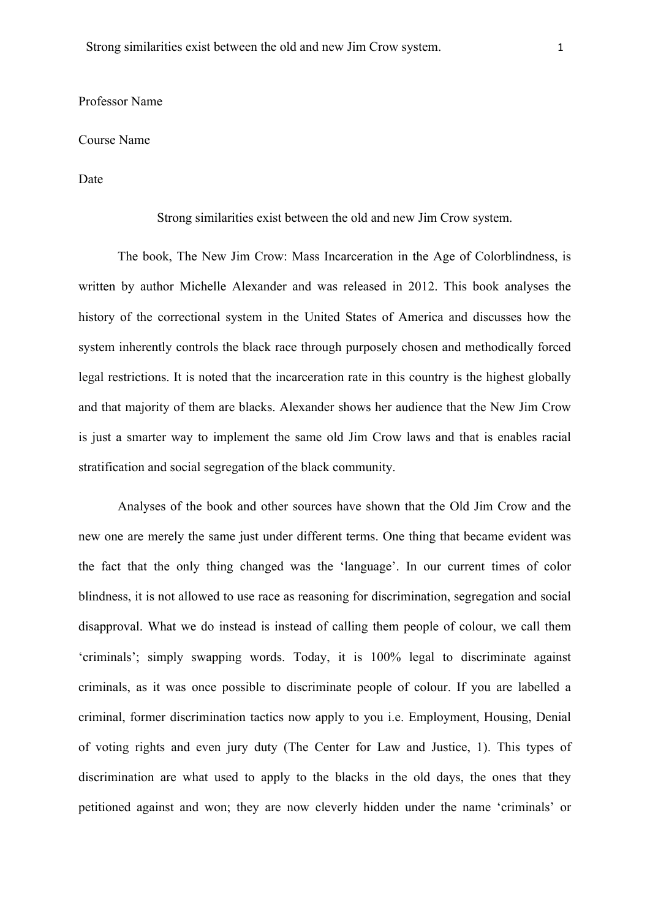Professor Name

Course Name

Date

# Strong similarities exist between the old and new Jim Crow system.

The book, The New Jim Crow: Mass Incarceration in the Age of Colorblindness, is written by author Michelle Alexander and was released in 2012. This book analyses the history of the correctional system in the United States of America and discusses how the system inherently controls the black race through purposely chosen and methodically forced legal restrictions. It is noted that the incarceration rate in this country is the highest globally and that majority of them are blacks. Alexander shows her audience that the New Jim Crow is just a smarter way to implement the same old Jim Crow laws and that is enables racial stratification and social segregation of the black community.

Analyses of the book and other sources have shown that the Old Jim Crow and the new one are merely the same just under different terms. One thing that became evident was the fact that the only thing changed was the 'language'. In our current times of color blindness, it is not allowed to use race as reasoning for discrimination, segregation and social disapproval. What we do instead is instead of calling them people of colour, we call them 'criminals'; simply swapping words. Today, it is 100% legal to discriminate against criminals, as it was once possible to discriminate people of colour. If you are labelled a criminal, former discrimination tactics now apply to you i.e. Employment, Housing, Denial of voting rights and even jury duty (The Center for Law and Justice, 1). This types of discrimination are what used to apply to the blacks in the old days, the ones that they petitioned against and won; they are now cleverly hidden under the name 'criminals' or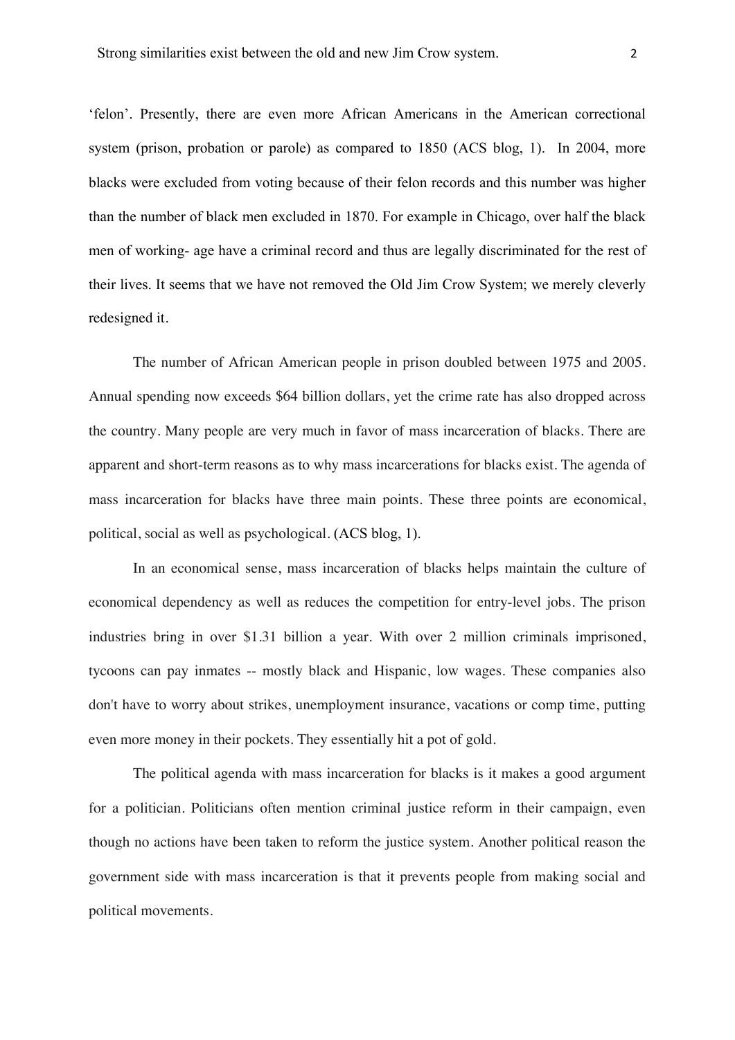'felon'. Presently, there are even more African Americans in the American correctional system (prison, probation or parole) as compared to 1850 (ACS blog, 1). In 2004, more blacks were excluded from voting because of their felon records and this number was higher than the number of black men excluded in 1870. For example in Chicago, over half the black men of working- age have a criminal record and thus are legally discriminated for the rest of their lives. It seems that we have not removed the Old Jim Crow System; we merely cleverly redesigned it.

The number of African American people in prison doubled between 1975 and 2005. Annual spending now exceeds $64 billion dollars, yet the crime rate has also dropped across the country. Many people are very much in favor of mass incarceration of blacks. There are apparent and short-term reasons as to why mass incarcerations for blacks exist. The agenda of mass incarceration for blacks have three main points. These three points are economical, political, social as well as psychological. (ACS blog, 1).

In an economical sense, mass incarceration of blacks helps maintain the culture of economical dependency as well as reduces the competition for entry-level jobs. The prison industries bring in over $1.31 billion a year. With over 2 million criminals imprisoned, tycoons can pay inmates -- mostly black and Hispanic, low wages. These companies also don't have to worry about strikes, unemployment insurance, vacations or comp time, putting even more money in their pockets. They essentially hit a pot of gold.

The political agenda with mass incarceration for blacks is it makes a good argument for a politician. Politicians often mention criminal justice reform in their campaign, even though no actions have been taken to reform the justice system. Another political reason the government side with mass incarceration is that it prevents people from making social and political movements.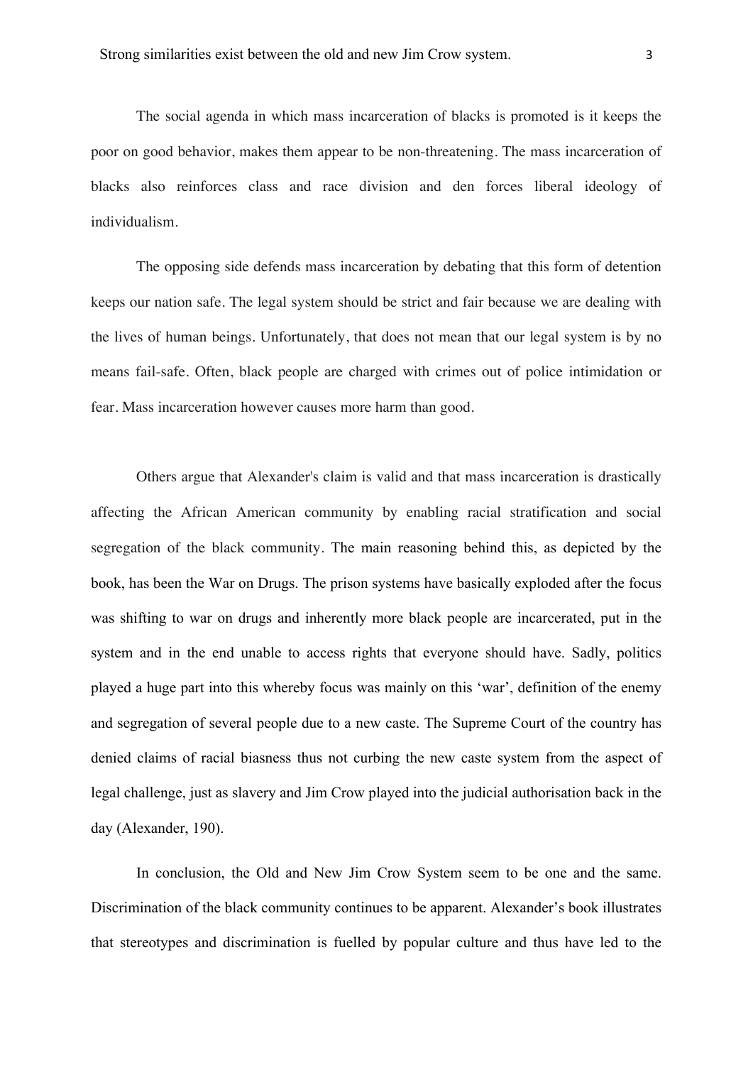The social agenda in which mass incarceration of blacks is promoted is it keeps the poor on good behavior, makes them appear to be non-threatening. The mass incarceration of blacks also reinforces class and race division and den forces liberal ideology of individualism.

The opposing side defends mass incarceration by debating that this form of detention keeps our nation safe. The legal system should be strict and fair because we are dealing with the lives of human beings. Unfortunately, that does not mean that our legal system is by no means fail-safe. Often, black people are charged with crimes out of police intimidation or fear. Mass incarceration however causes more harm than good.

Others argue that Alexander's claim is valid and that mass incarceration is drastically affecting the African American community by enabling racial stratification and social segregation of the black community. The main reasoning behind this, as depicted by the book, has been the War on Drugs. The prison systems have basically exploded after the focus was shifting to war on drugs and inherently more black people are incarcerated, put in the system and in the end unable to access rights that everyone should have. Sadly, politics played a huge part into this whereby focus was mainly on this 'war', definition of the enemy and segregation of several people due to a new caste. The Supreme Court of the country has denied claims of racial biasness thus not curbing the new caste system from the aspect of legal challenge, just as slavery and Jim Crow played into the judicial authorisation back in the day (Alexander, 190).

In conclusion, the Old and New Jim Crow System seem to be one and the same. Discrimination of the black community continues to be apparent. Alexander's book illustrates that stereotypes and discrimination is fuelled by popular culture and thus have led to the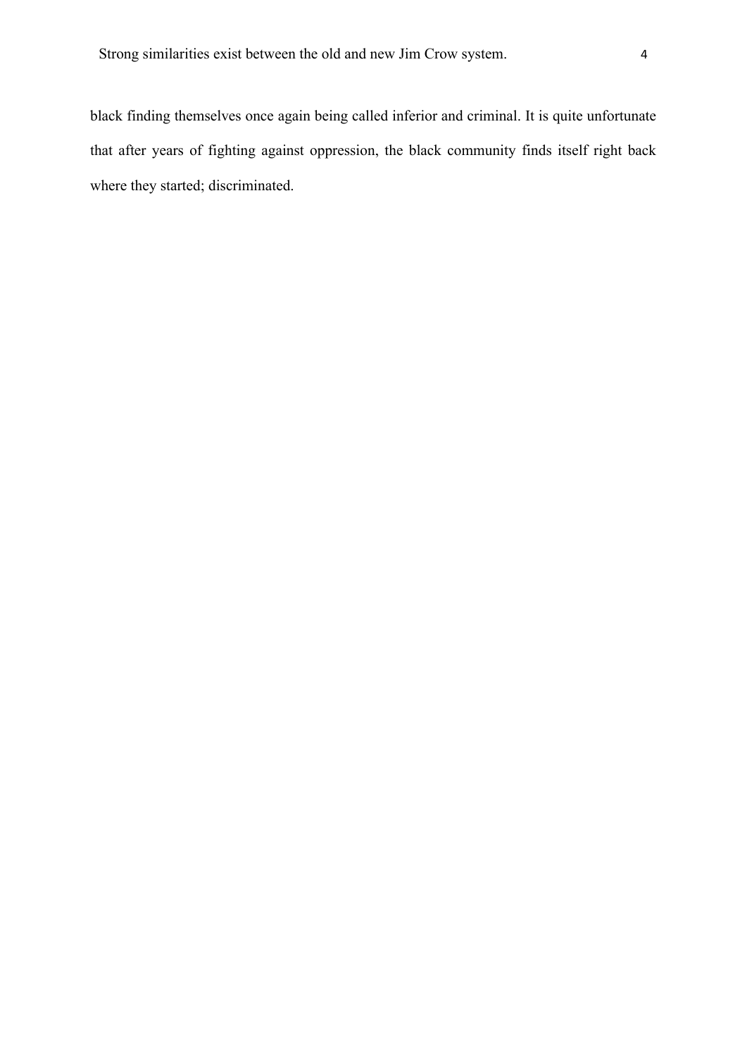black finding themselves once again being called inferior and criminal. It is quite unfortunate that after years of fighting against oppression, the black community finds itself right back where they started; discriminated.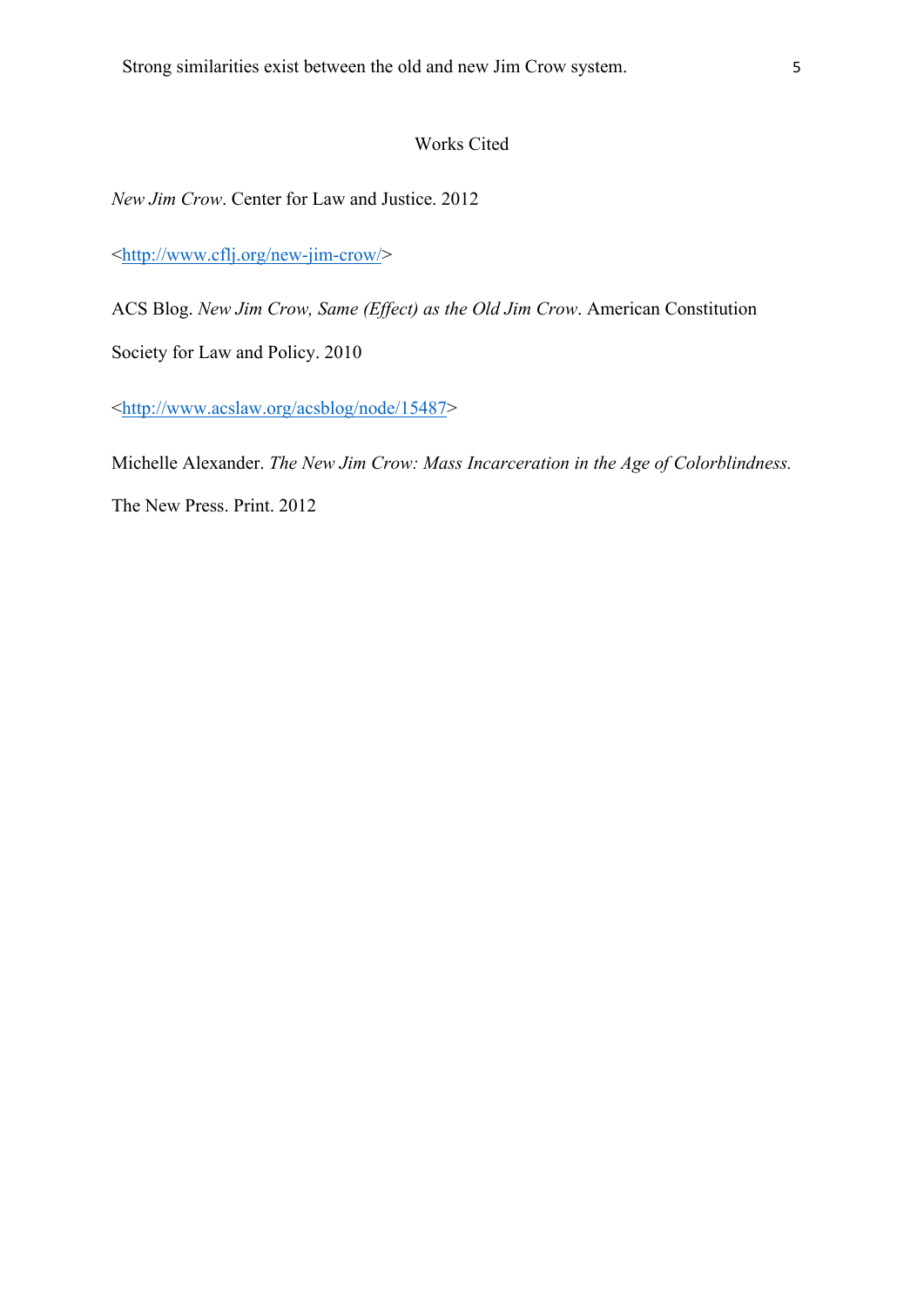Works Cited

*New Jim Crow*. Center for Law and Justice. 2012

<http://www.cflj.org/new-jim-crow/>

ACS Blog. *New Jim Crow, Same (Effect) as the Old Jim Crow*. American Constitution Society for Law and Policy. 2010

<http://www.acslaw.org/acsblog/node/15487>

Michelle Alexander. *The New Jim Crow: Mass Incarceration in the Age of Colorblindness.* The New Press. Print. 2012